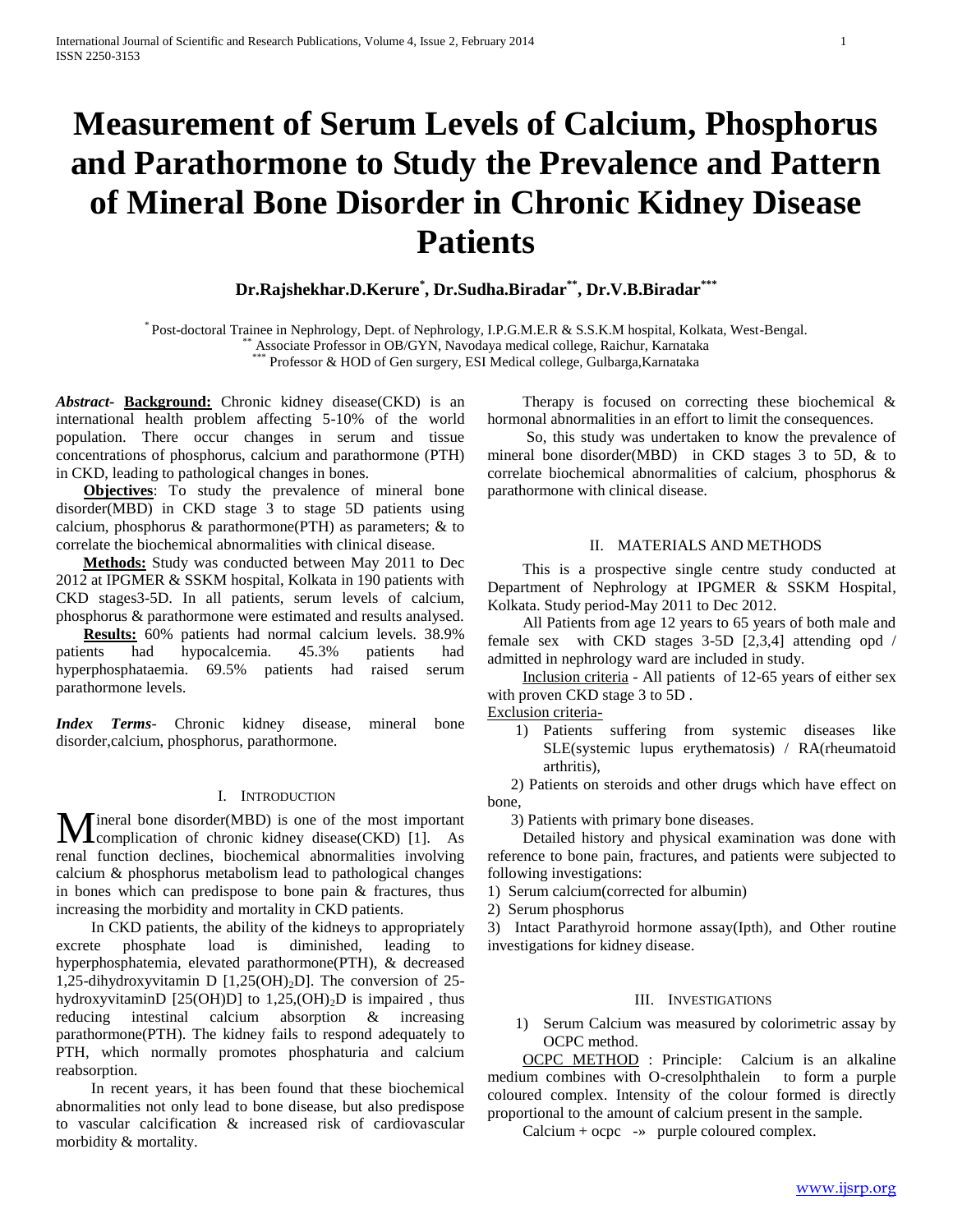# Measurement of Serum Levels of Calcium, Phosphorus and Parathormone to Study the Prevalence and Pattern of Mineral Bone Disorder in Chronic Kidney Disease Patients

**Dr.Rajshekhar.D.Kerure[*], Dr.Sudha.Biradar[**], Dr.V.B.Biradar[***]**

[*] Post-doctoral Trainee in Nephrology, Dept. of Nephrology, I.P.G.M.E.R & S.S.K.M hospital, Kolkata, West-Bengal.
[**] Associate Professor in OB/GYN, Navodaya medical college, Raichur, Karnataka
[***] Professor & HOD of Gen surgery, ESI Medical college, Gulbarga,Karnataka

***Abstract-*** **Background:** Chronic kidney disease(CKD) is an international health problem affecting 5-10% of the world population. There occur changes in serum and tissue concentrations of phosphorus, calcium and parathormone (PTH) in CKD, leading to pathological changes in bones.

**Objectives**: To study the prevalence of mineral bone disorder(MBD) in CKD stage 3 to stage 5D patients using calcium, phosphorus & parathormone(PTH) as parameters; & to correlate the biochemical abnormalities with clinical disease.

**Methods:** Study was conducted between May 2011 to Dec 2012 at IPGMER & SSKM hospital, Kolkata in 190 patients with CKD stages3-5D. In all patients, serum levels of calcium, phosphorus & parathormone were estimated and results analysed.

**Results:** 60% patients had normal calcium levels. 38.9% patients had hypocalcemia. 45.3% patients had hyperphosphataemia. 69.5% patients had raised serum parathormone levels.

***Index Terms*-** Chronic kidney disease, mineral bone disorder,calcium, phosphorus, parathormone.

## I. Introduction

Mineral bone disorder(MBD) is one of the most important complication of chronic kidney disease(CKD) [1]. As renal function declines, biochemical abnormalities involving calcium & phosphorus metabolism lead to pathological changes in bones which can predispose to bone pain & fractures, thus increasing the morbidity and mortality in CKD patients.

In CKD patients, the ability of the kidneys to appropriately excrete phosphate load is diminished, leading to hyperphosphatemia, elevated parathormone(PTH), & decreased 1,25-dihydroxyvitamin D [$1,25(OH)_2D$]. The conversion of 25-hydroxyvitaminD [25(OH)D] to $1,25,(OH)_2D$ is impaired , thus reducing intestinal calcium absorption & increasing parathormone(PTH). The kidney fails to respond adequately to PTH, which normally promotes phosphaturia and calcium reabsorption.

In recent years, it has been found that these biochemical abnormalities not only lead to bone disease, but also predispose to vascular calcification & increased risk of cardiovascular morbidity & mortality.

Therapy is focused on correcting these biochemical & hormonal abnormalities in an effort to limit the consequences.

So, this study was undertaken to know the prevalence of mineral bone disorder(MBD) in CKD stages 3 to 5D, & to correlate biochemical abnormalities of calcium, phosphorus & parathormone with clinical disease.

## II. Materials and Methods

This is a prospective single centre study conducted at Department of Nephrology at IPGMER & SSKM Hospital, Kolkata. Study period-May 2011 to Dec 2012.

All Patients from age 12 years to 65 years of both male and female sex with CKD stages 3-5D [2,3,4] attending opd / admitted in nephrology ward are included in study.

Inclusion criteria - All patients of 12-65 years of either sex with proven CKD stage 3 to 5D .

Exclusion criteria-

1) Patients suffering from systemic diseases like SLE(systemic lupus erythematosis) / RA(rheumatoid arthritis),
2) Patients on steroids and other drugs which have effect on bone,
3) Patients with primary bone diseases.

Detailed history and physical examination was done with reference to bone pain, fractures, and patients were subjected to following investigations:

1) Serum calcium(corrected for albumin)
2) Serum phosphorus
3) Intact Parathyroid hormone assay(Ipth), and Other routine investigations for kidney disease.

## III. Investigations

1) Serum Calcium was measured by colorimetric assay by OCPC method.

OCPC METHOD : Principle: Calcium is an alkaline medium combines with O-cresolphthalein to form a purple coloured complex. Intensity of the colour formed is directly proportional to the amount of calcium present in the sample.

Calcium + ocpc -» purple coloured complex.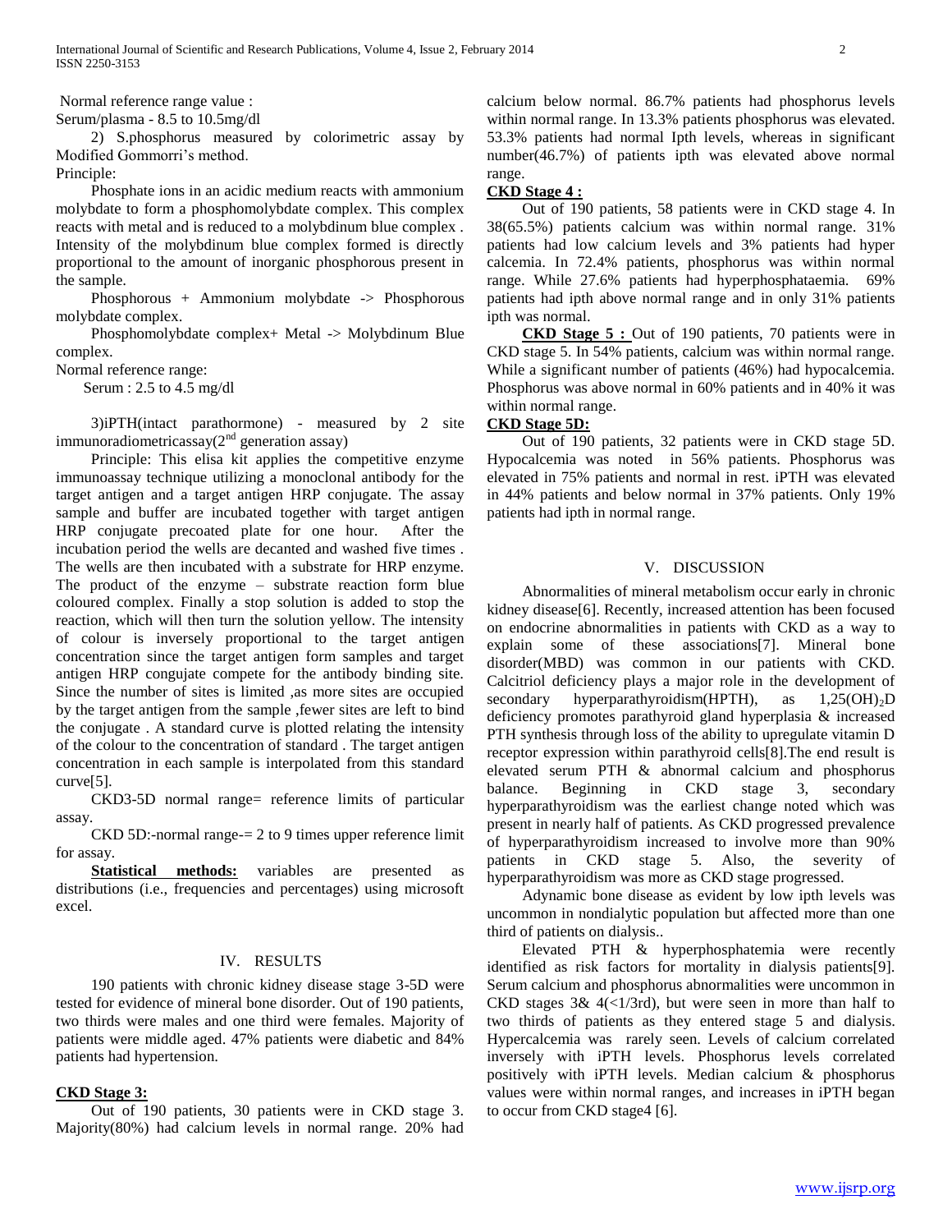Normal reference range value :

Serum/plasma - 8.5 to 10.5mg/dl

2) S.phosphorus measured by colorimetric assay by Modified Gommorri's method.

Principle:

Phosphate ions in an acidic medium reacts with ammonium molybdate to form a phosphomolybdate complex. This complex reacts with metal and is reduced to a molybdinum blue complex . Intensity of the molybdinum blue complex formed is directly proportional to the amount of inorganic phosphorous present in the sample.

Phosphorous + Ammonium molybdate -> Phosphorous molybdate complex.

Phosphomolybdate complex+ Metal -> Molybdinum Blue complex.

Normal reference range:

Serum : 2.5 to 4.5 mg/dl

3)iPTH(intact parathormone) - measured by 2 site immunoradiometricassay($2^{nd}$ generation assay)

Principle: This elisa kit applies the competitive enzyme immunoassay technique utilizing a monoclonal antibody for the target antigen and a target antigen HRP conjugate. The assay sample and buffer are incubated together with target antigen HRP conjugate precoated plate for one hour. After the incubation period the wells are decanted and washed five times . The wells are then incubated with a substrate for HRP enzyme. The product of the enzyme – substrate reaction form blue coloured complex. Finally a stop solution is added to stop the reaction, which will then turn the solution yellow. The intensity of colour is inversely proportional to the target antigen concentration since the target antigen form samples and target antigen HRP congujate compete for the antibody binding site. Since the number of sites is limited ,as more sites are occupied by the target antigen from the sample ,fewer sites are left to bind the conjugate . A standard curve is plotted relating the intensity of the colour to the concentration of standard . The target antigen concentration in each sample is interpolated from this standard curve[5].

CKD3-5D normal range= reference limits of particular assay.

CKD 5D:-normal range-= 2 to 9 times upper reference limit for assay.

**Statistical methods:** variables are presented as distributions (i.e., frequencies and percentages) using microsoft excel.

## IV. RESULTS

190 patients with chronic kidney disease stage 3-5D were tested for evidence of mineral bone disorder. Out of 190 patients, two thirds were males and one third were females. Majority of patients were middle aged. 47% patients were diabetic and 84% patients had hypertension.

### CKD Stage 3:

Out of 190 patients, 30 patients were in CKD stage 3. Majority(80%) had calcium levels in normal range. 20% had calcium below normal. 86.7% patients had phosphorus levels within normal range. In 13.3% patients phosphorus was elevated. 53.3% patients had normal Ipth levels, whereas in significant number(46.7%) of patients ipth was elevated above normal range.

### CKD Stage 4 :

Out of 190 patients, 58 patients were in CKD stage 4. In 38(65.5%) patients calcium was within normal range. 31% patients had low calcium levels and 3% patients had hyper calcemia. In 72.4% patients, phosphorus was within normal range. While 27.6% patients had hyperphosphataemia. 69% patients had ipth above normal range and in only 31% patients ipth was normal.

**CKD Stage 5 :** Out of 190 patients, 70 patients were in CKD stage 5. In 54% patients, calcium was within normal range. While a significant number of patients (46%) had hypocalcemia. Phosphorus was above normal in 60% patients and in 40% it was within normal range.

### CKD Stage 5D:

Out of 190 patients, 32 patients were in CKD stage 5D. Hypocalcemia was noted in 56% patients. Phosphorus was elevated in 75% patients and normal in rest. iPTH was elevated in 44% patients and below normal in 37% patients. Only 19% patients had ipth in normal range.

## V. DISCUSSION

Abnormalities of mineral metabolism occur early in chronic kidney disease[6]. Recently, increased attention has been focused on endocrine abnormalities in patients with CKD as a way to explain some of these associations[7]. Mineral bone disorder(MBD) was common in our patients with CKD. Calcitriol deficiency plays a major role in the development of secondary hyperparathyroidism(HPTH), as $1,25(OH)_2D$ deficiency promotes parathyroid gland hyperplasia & increased PTH synthesis through loss of the ability to upregulate vitamin D receptor expression within parathyroid cells[8].The end result is elevated serum PTH & abnormal calcium and phosphorus balance. Beginning in CKD stage 3, secondary hyperparathyroidism was the earliest change noted which was present in nearly half of patients. As CKD progressed prevalence of hyperparathyroidism increased to involve more than 90% patients in CKD stage 5. Also, the severity of hyperparathyroidism was more as CKD stage progressed.

Adynamic bone disease as evident by low ipth levels was uncommon in nondialytic population but affected more than one third of patients on dialysis..

Elevated PTH & hyperphosphatemia were recently identified as risk factors for mortality in dialysis patients[9]. Serum calcium and phosphorus abnormalities were uncommon in CKD stages 3& 4(<1/3rd), but were seen in more than half to two thirds of patients as they entered stage 5 and dialysis. Hypercalcemia was rarely seen. Levels of calcium correlated inversely with iPTH levels. Phosphorus levels correlated positively with iPTH levels. Median calcium & phosphorus values were within normal ranges, and increases in iPTH began to occur from CKD stage4 [6].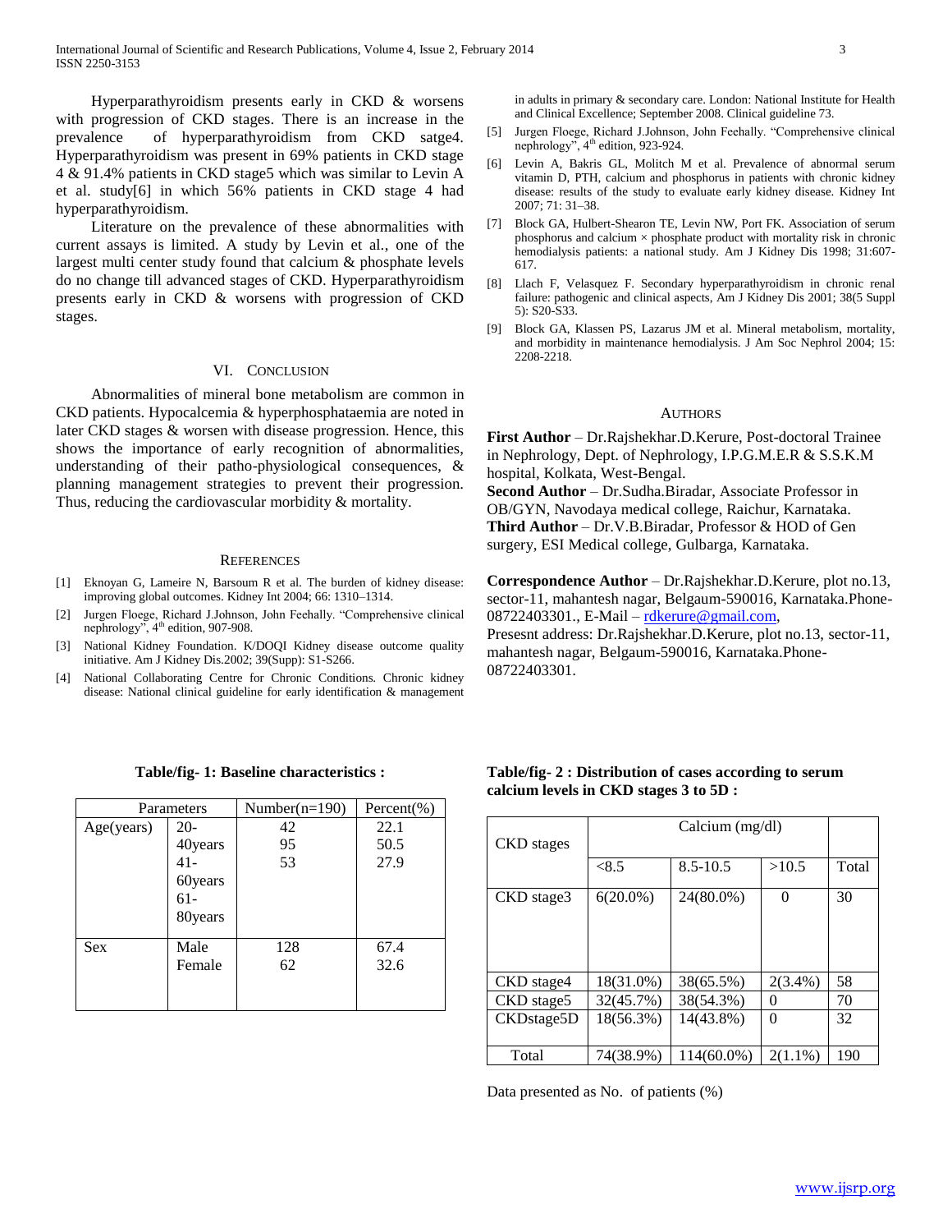Hyperparathyroidism presents early in CKD & worsens with progression of CKD stages. There is an increase in the prevalence of hyperparathyroidism from CKD satge4. Hyperparathyroidism was present in 69% patients in CKD stage 4 & 91.4% patients in CKD stage5 which was similar to Levin A et al. study[6] in which 56% patients in CKD stage 4 had hyperparathyroidism.

Literature on the prevalence of these abnormalities with current assays is limited. A study by Levin et al., one of the largest multi center study found that calcium & phosphate levels do no change till advanced stages of CKD. Hyperparathyroidism presents early in CKD & worsens with progression of CKD stages.

## VI. Conclusion

Abnormalities of mineral bone metabolism are common in CKD patients. Hypocalcemia & hyperphosphataemia are noted in later CKD stages & worsen with disease progression. Hence, this shows the importance of early recognition of abnormalities, understanding of their patho-physiological consequences, & planning management strategies to prevent their progression. Thus, reducing the cardiovascular morbidity & mortality.

## References

[1] Eknoyan G, Lameire N, Barsoum R et al. The burden of kidney disease: improving global outcomes. Kidney Int 2004; 66: 1310–1314.

[2] Jurgen Floege, Richard J.Johnson, John Feehally. "Comprehensive clinical nephrology", 4th edition, 907-908.

[3] National Kidney Foundation. K/DOQI Kidney disease outcome quality initiative. Am J Kidney Dis.2002; 39(Supp): S1-S266.

[4] National Collaborating Centre for Chronic Conditions. Chronic kidney disease: National clinical guideline for early identification & management in adults in primary & secondary care. London: National Institute for Health and Clinical Excellence; September 2008. Clinical guideline 73.

[5] Jurgen Floege, Richard J.Johnson, John Feehally. "Comprehensive clinical nephrology", 4th edition, 923-924.

[6] Levin A, Bakris GL, Molitch M et al. Prevalence of abnormal serum vitamin D, PTH, calcium and phosphorus in patients with chronic kidney disease: results of the study to evaluate early kidney disease. Kidney Int 2007; 71: 31–38.

[7] Block GA, Hulbert-Shearon TE, Levin NW, Port FK. Association of serum phosphorus and calcium × phosphate product with mortality risk in chronic hemodialysis patients: a national study. Am J Kidney Dis 1998; 31:607-617.

[8] Llach F, Velasquez F. Secondary hyperparathyroidism in chronic renal failure: pathogenic and clinical aspects, Am J Kidney Dis 2001; 38(5 Suppl 5): S20-S33.

[9] Block GA, Klassen PS, Lazarus JM et al. Mineral metabolism, mortality, and morbidity in maintenance hemodialysis. J Am Soc Nephrol 2004; 15: 2208-2218.

## Authors

**First Author** – Dr.Rajshekhar.D.Kerure, Post-doctoral Trainee in Nephrology, Dept. of Nephrology, I.P.G.M.E.R & S.S.K.M hospital, Kolkata, West-Bengal.

**Second Author** – Dr.Sudha.Biradar, Associate Professor in OB/GYN, Navodaya medical college, Raichur, Karnataka.

**Third Author** – Dr.V.B.Biradar, Professor & HOD of Gen surgery, ESI Medical college, Gulbarga, Karnataka.

**Correspondence Author** – Dr.Rajshekhar.D.Kerure, plot no.13, sector-11, mahantesh nagar, Belgaum-590016, Karnataka.Phone-08722403301., E-Mail – rdkerure@gmail.com,
Presesnt address: Dr.Rajshekhar.D.Kerure, plot no.13, sector-11, mahantesh nagar, Belgaum-590016, Karnataka.Phone-08722403301.

**Table/fig- 1: Baseline characteristics :**

| Parameters | | Number(n=190) | Percent(%) |
|---|---|---|---|
| Age(years) | 20-40years | 42 | 22.1 |
| | 41-60years | 95 | 50.5 |
| | 61-80years | 53 | 27.9 |
| Sex | Male | 128 | 67.4 |
| | Female | 62 | 32.6 |

**Table/fig- 2 : Distribution of cases according to serum calcium levels in CKD stages 3 to 5D :**

| CKD stages | Calcium (mg/dl) | | | |
|---|---|---|---|---|
| | <8.5 | 8.5-10.5 | >10.5 | Total |
| CKD stage3 | 6(20.0%) | 24(80.0%) | 0 | 30 |
| CKD stage4 | 18(31.0%) | 38(65.5%) | 2(3.4%) | 58 |
| CKD stage5 | 32(45.7%) | 38(54.3%) | 0 | 70 |
| CKDstage5D | 18(56.3%) | 14(43.8%) | 0 | 32 |
| Total | 74(38.9%) | 114(60.0%) | 2(1.1%) | 190 |

Data presented as No. of patients (%)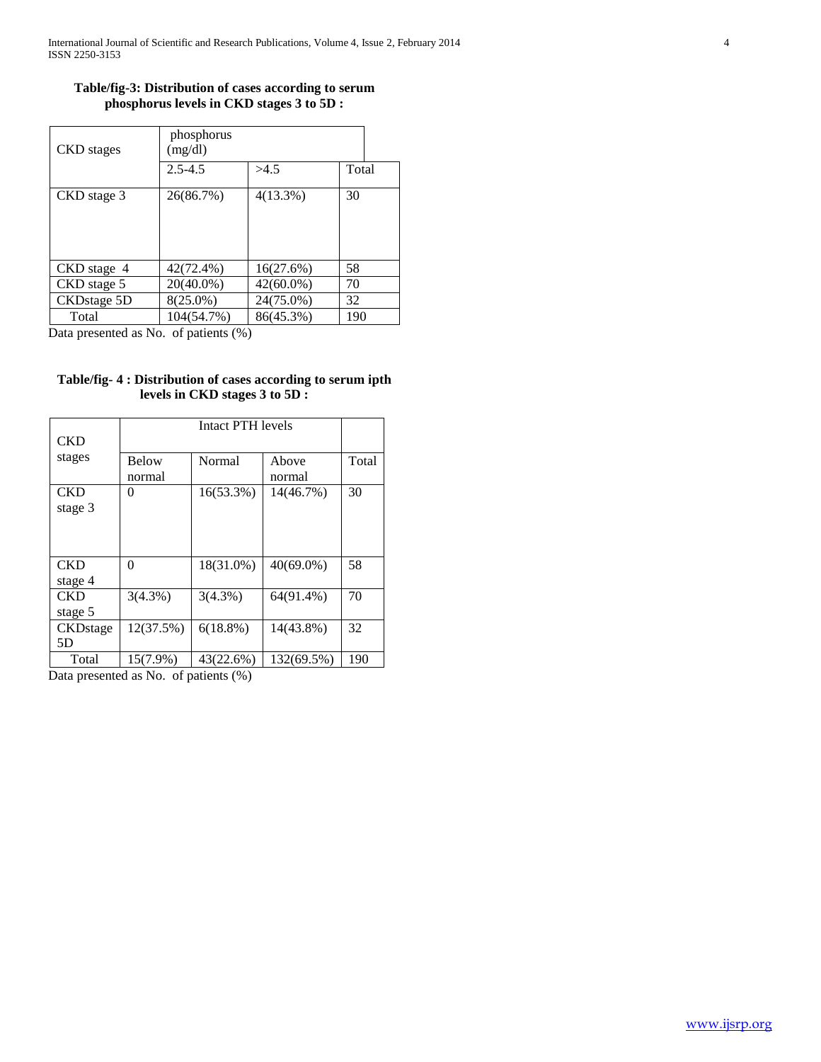**Table/fig-3: Distribution of cases according to serum phosphorus levels in CKD stages 3 to 5D :**

| CKD stages | phosphorus (mg/dl) | | |
|---|---|---|---|
| | 2.5-4.5 | >4.5 | Total |
| CKD stage 3 | 26(86.7%) | 4(13.3%) | 30 |
| CKD stage 4 | 42(72.4%) | 16(27.6%) | 58 |
| CKD stage 5 | 20(40.0%) | 42(60.0%) | 70 |
| CKDstage 5D | 8(25.0%) | 24(75.0%) | 32 |
| Total | 104(54.7%) | 86(45.3%) | 190 |

Data presented as No. of patients (%)

**Table/fig- 4 : Distribution of cases according to serum ipth levels in CKD stages 3 to 5D :**

| CKD stages | Intact PTH levels | | | |
|---|---|---|---|---|
| | Below normal | Normal | Above normal | Total |
| CKD stage 3 | 0 | 16(53.3%) | 14(46.7%) | 30 |
| CKD stage 4 | 0 | 18(31.0%) | 40(69.0%) | 58 |
| CKD stage 5 | 3(4.3%) | 3(4.3%) | 64(91.4%) | 70 |
| CKDstage 5D | 12(37.5%) | 6(18.8%) | 14(43.8%) | 32 |
| Total | 15(7.9%) | 43(22.6%) | 132(69.5%) | 190 |

Data presented as No. of patients (%)